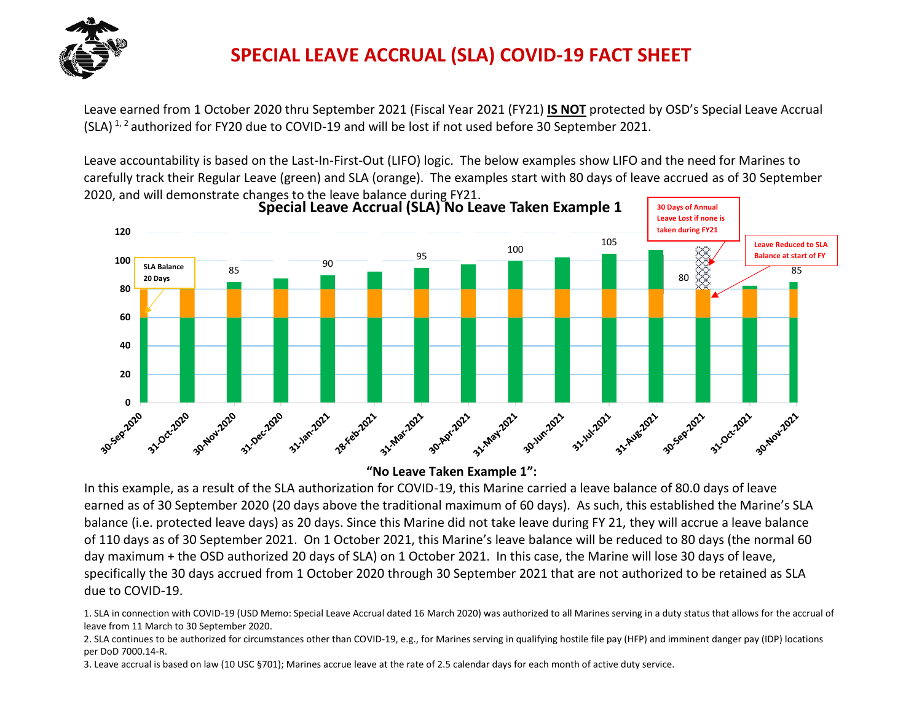# SPECIAL LEAVE ACCRUAL (SLA) COVID-19 FACT SHEET

Leave earned from 1 October 2020 thru September 2021 (Fiscal Year 2021 (FY21) **IS NOT** protected by OSD's Special Leave Accrual (SLA) [1, 2] authorized for FY20 due to COVID-19 and will be lost if not used before 30 September 2021.

Leave accountability is based on the Last-In-First-Out (LIFO) logic. The below examples show LIFO and the need for Marines to carefully track their Regular Leave (green) and SLA (orange). The examples start with 80 days of leave accrued as of 30 September 2020, and will demonstrate changes to the leave balance during FY21.

**Special Leave Accrual (SLA) No Leave Taken Example 1**

SLA Balance 20 Days

30 Days of Annual Leave Lost if none is taken during FY21

Leave Reduced to SLA Balance at start of FY

| Date | Leave Balance |
|---|---|
| 30-Sep-2020 | |
| 31-Oct-2020 | |
| 30-Nov-2020 | 85 |
| 31-Dec-2020 | |
| 31-Jan-2021 | 90 |
| 28-Feb-2021 | |
| 31-Mar-2021 | 95 |
| 30-Apr-2021 | |
| 31-May-2021 | 100 |
| 30-Jun-2021 | |
| 31-Jul-2021 | 105 |
| 31-Aug-2021 | |
| 30-Sep-2021 | 80 |
| 31-Oct-2021 | |
| 30-Nov-2021 | 85 |

**"No Leave Taken Example 1":**

In this example, as a result of the SLA authorization for COVID-19, this Marine carried a leave balance of 80.0 days of leave earned as of 30 September 2020 (20 days above the traditional maximum of 60 days). As such, this established the Marine's SLA balance (i.e. protected leave days) as 20 days. Since this Marine did not take leave during FY 21, they will accrue a leave balance of 110 days as of 30 September 2021. On 1 October 2021, this Marine's leave balance will be reduced to 80 days (the normal 60 day maximum + the OSD authorized 20 days of SLA) on 1 October 2021. In this case, the Marine will lose 30 days of leave, specifically the 30 days accrued from 1 October 2020 through 30 September 2021 that are not authorized to be retained as SLA due to COVID-19.

1. SLA in connection with COVID-19 (USD Memo: Special Leave Accrual dated 16 March 2020) was authorized to all Marines serving in a duty status that allows for the accrual of leave from 11 March to 30 September 2020.
2. SLA continues to be authorized for circumstances other than COVID-19, e.g., for Marines serving in qualifying hostile file pay (HFP) and imminent danger pay (IDP) locations per DoD 7000.14-R.
3. Leave accrual is based on law (10 USC §701); Marines accrue leave at the rate of 2.5 calendar days for each month of active duty service.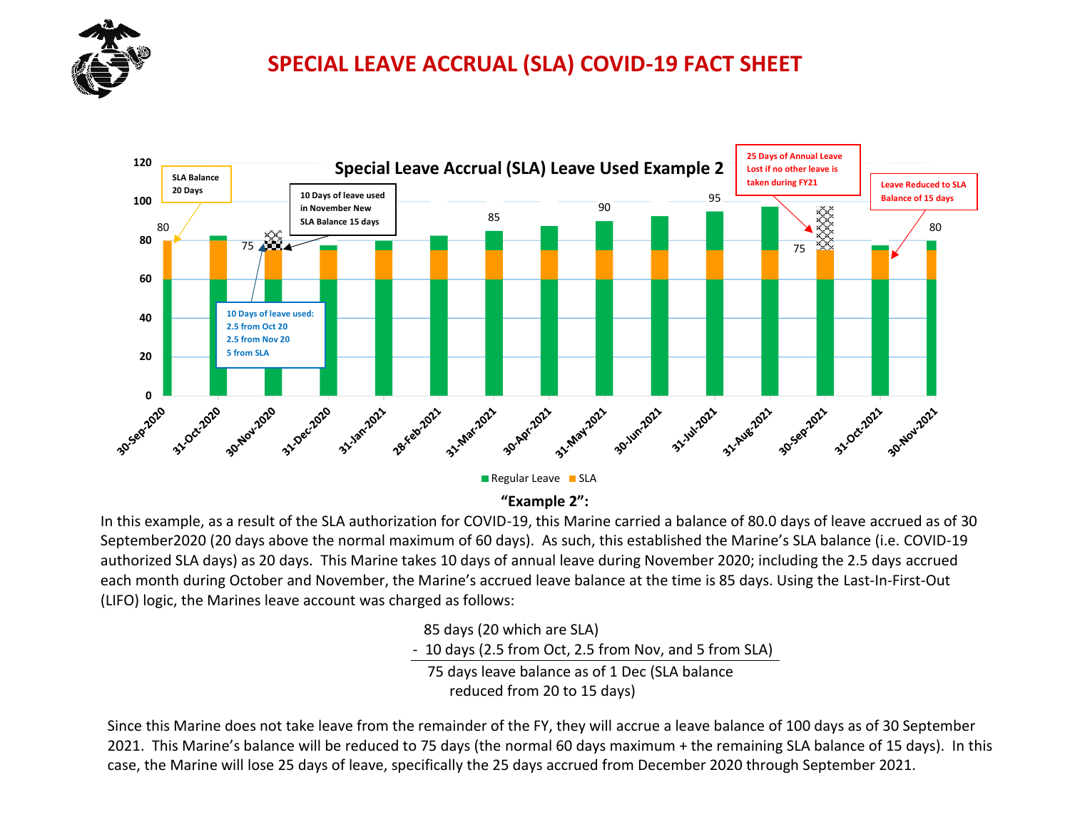# SPECIAL LEAVE ACCRUAL (SLA) COVID-19 FACT SHEET

**Special Leave Accrual (SLA) Leave Used Example 2**

SLA Balance 20 Days

10 Days of leave used in November New SLA Balance 15 days

10 Days of leave used: 2.5 from Oct 20 2.5 from Nov 20 5 from SLA

25 Days of Annual Leave Lost if no other leave is taken during FY21

Leave Reduced to SLA Balance of 15 days

| Date | Total |
|---|---|
| 30-Sep-2020 | 80 |
| 30-Nov-2020 | 75 |
| 31-Mar-2021 | 85 |
| 31-May-2021 | 90 |
| 31-Jul-2021 | 95 |
| 30-Sep-2021 | 75 |
| 30-Nov-2021 | 80 |

Regular Leave ■ SLA

**"Example 2":**

In this example, as a result of the SLA authorization for COVID-19, this Marine carried a balance of 80.0 days of leave accrued as of 30 September2020 (20 days above the normal maximum of 60 days). As such, this established the Marine's SLA balance (i.e. COVID-19 authorized SLA days) as 20 days. This Marine takes 10 days of annual leave during November 2020; including the 2.5 days accrued each month during October and November, the Marine's accrued leave balance at the time is 85 days. Using the Last-In-First-Out (LIFO) logic, the Marines leave account was charged as follows:

85 days (20 which are SLA)
\- 10 days (2.5 from Oct, 2.5 from Nov, and 5 from SLA)

75 days leave balance as of 1 Dec (SLA balance reduced from 20 to 15 days)

Since this Marine does not take leave from the remainder of the FY, they will accrue a leave balance of 100 days as of 30 September 2021. This Marine's balance will be reduced to 75 days (the normal 60 days maximum + the remaining SLA balance of 15 days). In this case, the Marine will lose 25 days of leave, specifically the 25 days accrued from December 2020 through September 2021.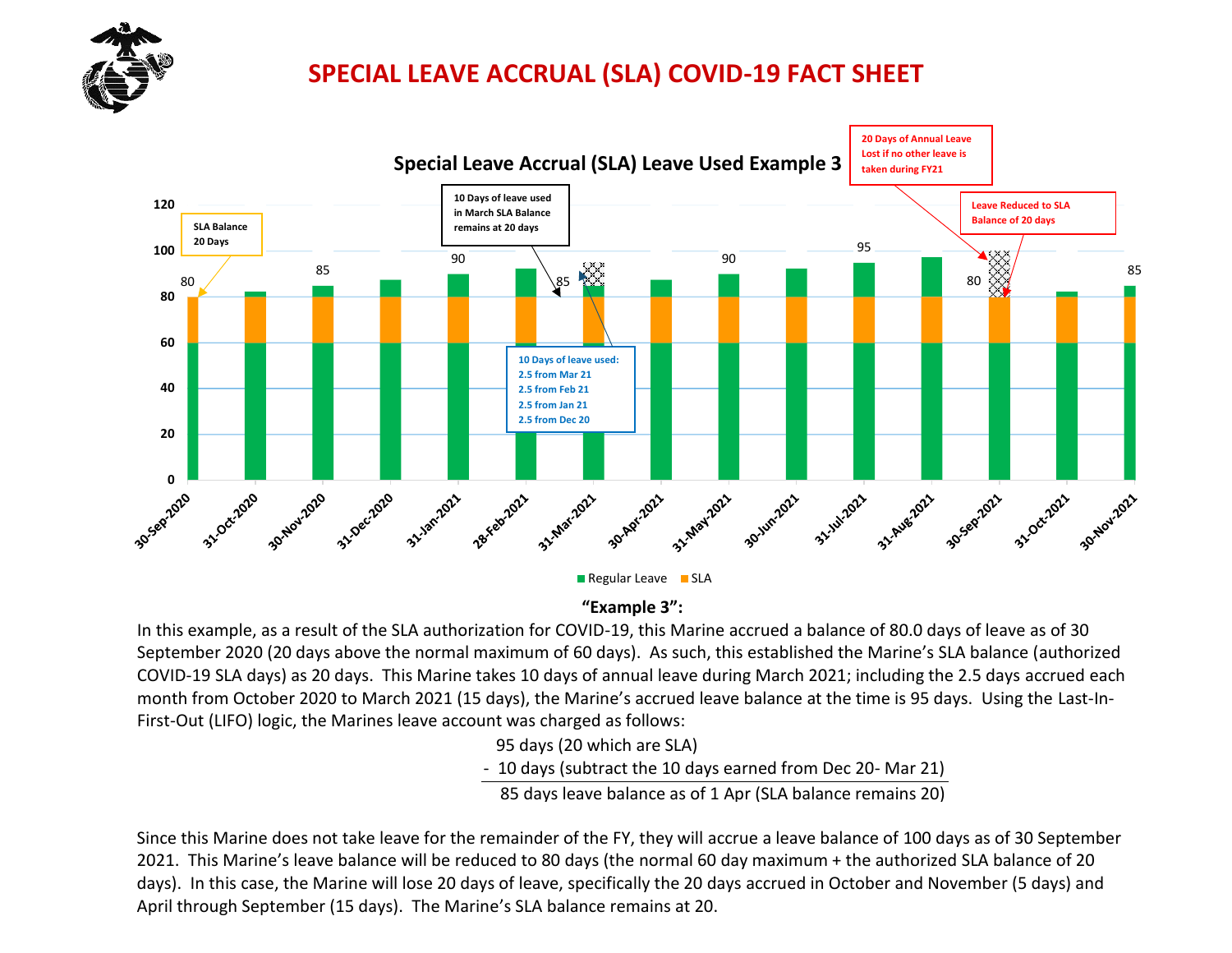# SPECIAL LEAVE ACCRUAL (SLA) COVID-19 FACT SHEET

**Special Leave Accrual (SLA) Leave Used Example 3**

SLA Balance 20 Days

10 Days of leave used in March SLA Balance remains at 20 days

10 Days of leave used:
2.5 from Mar 21
2.5 from Feb 21
2.5 from Jan 21
2.5 from Dec 20

20 Days of Annual Leave Lost if no other leave is taken during FY21

Leave Reduced to SLA Balance of 20 days

| Date | Total Leave |
|---|---|
| 30-Sep-2020 | 80 |
| 31-Oct-2020 | |
| 30-Nov-2020 | 85 |
| 31-Dec-2020 | |
| 31-Jan-2021 | 90 |
| 28-Feb-2021 | |
| 31-Mar-2021 | 85 |
| 30-Apr-2021 | |
| 31-May-2021 | 90 |
| 30-Jun-2021 | |
| 31-Jul-2021 | 95 |
| 31-Aug-2021 | |
| 30-Sep-2021 | 80 |
| 31-Oct-2021 | |
| 30-Nov-2021 | 85 |

Regular Leave ■ SLA ■

**"Example 3":**

In this example, as a result of the SLA authorization for COVID-19, this Marine accrued a balance of 80.0 days of leave as of 30 September 2020 (20 days above the normal maximum of 60 days). As such, this established the Marine's SLA balance (authorized COVID-19 SLA days) as 20 days. This Marine takes 10 days of annual leave during March 2021; including the 2.5 days accrued each month from October 2020 to March 2021 (15 days), the Marine's accrued leave balance at the time is 95 days. Using the Last-In-First-Out (LIFO) logic, the Marines leave account was charged as follows:

95 days (20 which are SLA)
\- 10 days (subtract the 10 days earned from Dec 20- Mar 21)
85 days leave balance as of 1 Apr (SLA balance remains 20)

Since this Marine does not take leave for the remainder of the FY, they will accrue a leave balance of 100 days as of 30 September 2021. This Marine's leave balance will be reduced to 80 days (the normal 60 day maximum + the authorized SLA balance of 20 days). In this case, the Marine will lose 20 days of leave, specifically the 20 days accrued in October and November (5 days) and April through September (15 days). The Marine's SLA balance remains at 20.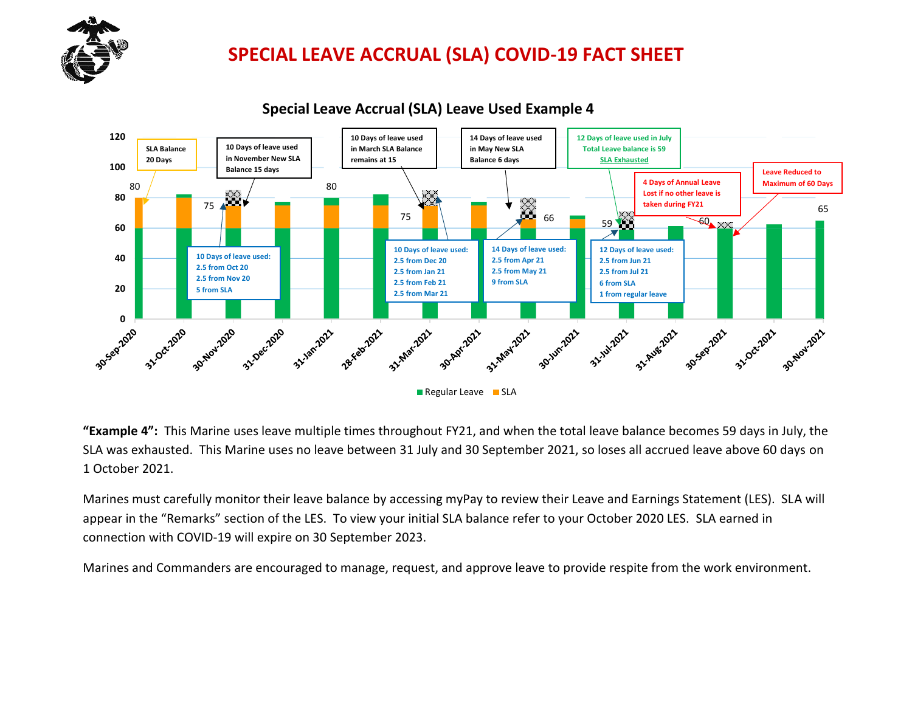# SPECIAL LEAVE ACCRUAL (SLA) COVID-19 FACT SHEET

## Special Leave Accrual (SLA) Leave Used Example 4

SLA Balance 20 Days

10 Days of leave used in November New SLA Balance 15 days

10 Days of leave used in March SLA Balance remains at 15

14 Days of leave used in May New SLA Balance 6 days

12 Days of leave used in July Total Leave balance is 59 SLA Exhausted

4 Days of Annual Leave Lost if no other leave is taken during FY21

Leave Reduced to Maximum of 60 Days

10 Days of leave used:
2.5 from Oct 20
2.5 from Nov 20
5 from SLA

10 Days of leave used:
2.5 from Dec 20
2.5 from Jan 21
2.5 from Feb 21
2.5 from Mar 21

14 Days of leave used:
2.5 from Apr 21
2.5 from May 21
9 from SLA

12 Days of leave used:
2.5 from Jun 21
2.5 from Jul 21
6 from SLA
1 from regular leave

80, 75, 80, 75, 66, 59, 60, 65

120, 100, 80, 60, 40, 20, 0

30-Sep-2020, 31-Oct-2020, 30-Nov-2020, 31-Dec-2020, 31-Jan-2021, 28-Feb-2021, 31-Mar-2021, 30-Apr-2021, 31-May-2021, 30-Jun-2021, 31-Jul-2021, 31-Aug-2021, 30-Sep-2021, 31-Oct-2021, 30-Nov-2021

Regular Leave, SLA

**"Example 4":** This Marine uses leave multiple times throughout FY21, and when the total leave balance becomes 59 days in July, the SLA was exhausted. This Marine uses no leave between 31 July and 30 September 2021, so loses all accrued leave above 60 days on 1 October 2021.

Marines must carefully monitor their leave balance by accessing myPay to review their Leave and Earnings Statement (LES). SLA will appear in the "Remarks" section of the LES. To view your initial SLA balance refer to your October 2020 LES. SLA earned in connection with COVID-19 will expire on 30 September 2023.

Marines and Commanders are encouraged to manage, request, and approve leave to provide respite from the work environment.